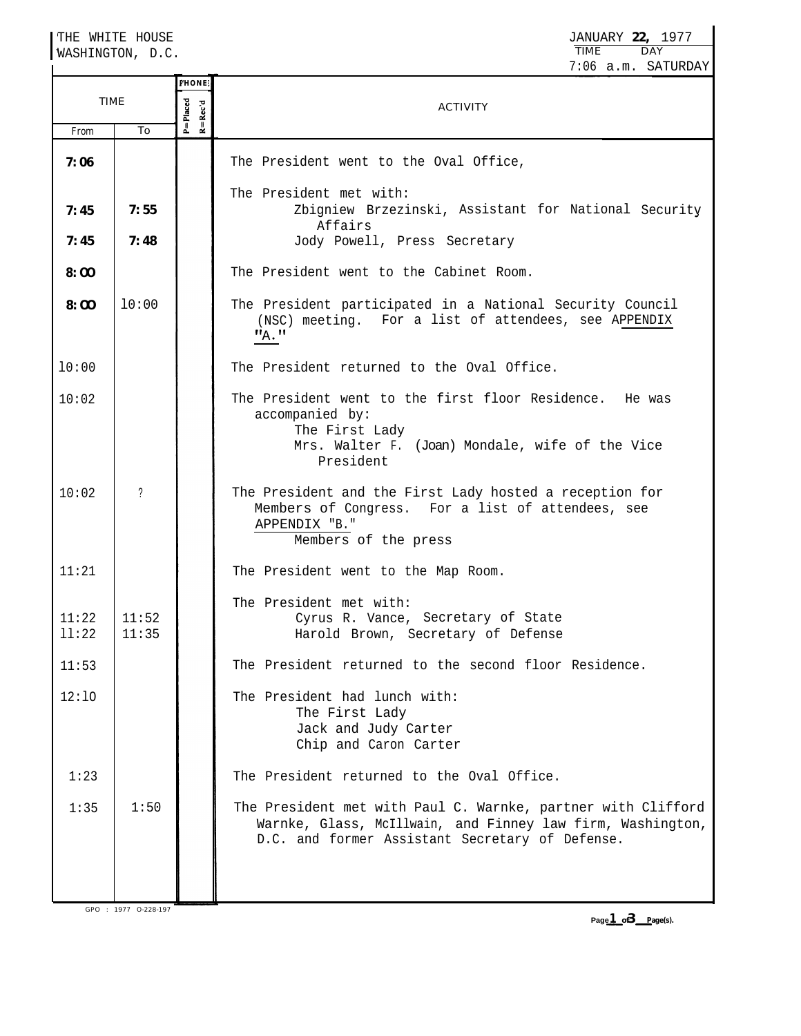THE WHITE HOUSE
WASHINGTON, D.C.

JANUARY 22, 1977

| TIME | DAY |
|---|---|
| 7:06 a.m. | SATURDAY |

| TIME From | TIME To | PHONE P=Placed R=Rec'd | ACTIVITY |
|---|---|---|---|
| 7:06 | | | The President went to the Oval Office, |
| | | | The President met with: |
| 7:45 | 7:55 | | Zbigniew Brzezinski, Assistant for National Security Affairs |
| 7:45 | 7:48 | | Jody Powell, Press Secretary |
| 8:00 | | | The President went to the Cabinet Room. |
| 8:00 | 10:00 | | The President participated in a National Security Council (NSC) meeting. For a list of attendees, see APPENDIX "A." |
| 10:00 | | | The President returned to the Oval Office. |
| 10:02 | | | The President went to the first floor Residence. He was accompanied by: The First Lady; Mrs. Walter F. (Joan) Mondale, wife of the Vice President |
| 10:02 | ? | | The President and the First Lady hosted a reception for Members of Congress. For a list of attendees, see APPENDIX "B." Members of the press |
| 11:21 | | | The President went to the Map Room. |
| | | | The President met with: |
| 11:22 | 11:52 | | Cyrus R. Vance, Secretary of State |
| 11:22 | 11:35 | | Harold Brown, Secretary of Defense |
| 11:53 | | | The President returned to the second floor Residence. |
| 12:10 | | | The President had lunch with: The First Lady; Jack and Judy Carter; Chip and Caron Carter |
| 1:23 | | | The President returned to the Oval Office. |
| 1:35 | 1:50 | | The President met with Paul C. Warnke, partner with Clifford Warnke, Glass, McIllwain, and Finney law firm, Washington, D.C. and former Assistant Secretary of Defense. |

GPO : 1977 O-228-197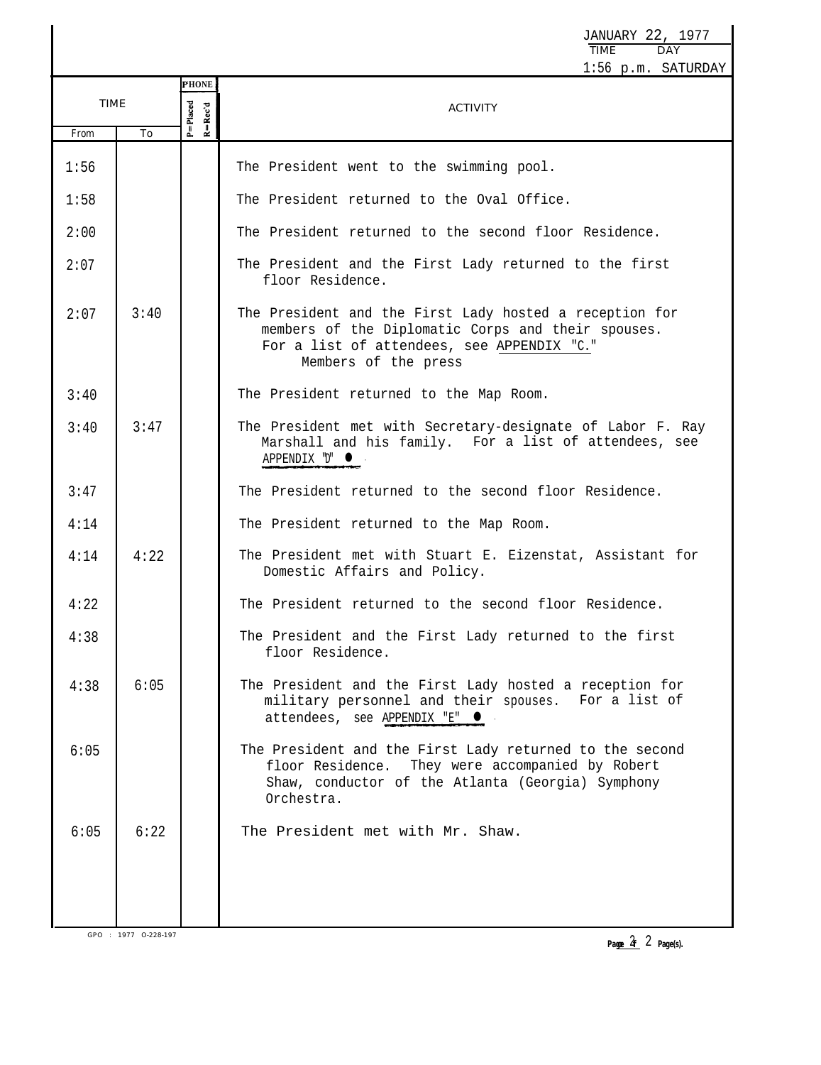JANUARY 22, 1977

| TIME | DAY |
|---|---|
| 1:56 p.m. | SATURDAY |

| TIME From | TIME To | PHONE P=Placed R=Rec'd | ACTIVITY |
|---|---|---|---|
| 1:56 | | | The President went to the swimming pool. |
| 1:58 | | | The President returned to the Oval Office. |
| 2:00 | | | The President returned to the second floor Residence. |
| 2:07 | | | The President and the First Lady returned to the first floor Residence. |
| 2:07 | 3:40 | | The President and the First Lady hosted a reception for members of the Diplomatic Corps and their spouses. For a list of attendees, see APPENDIX "C." Members of the press |
| 3:40 | | | The President returned to the Map Room. |
| 3:40 | 3:47 | | The President met with Secretary-designate of Labor F. Ray Marshall and his family. For a list of attendees, see APPENDIX "D". |
| 3:47 | | | The President returned to the second floor Residence. |
| 4:14 | | | The President returned to the Map Room. |
| 4:14 | 4:22 | | The President met with Stuart E. Eizenstat, Assistant for Domestic Affairs and Policy. |
| 4:22 | | | The President returned to the second floor Residence. |
| 4:38 | | | The President and the First Lady returned to the first floor Residence. |
| 4:38 | 6:05 | | The President and the First Lady hosted a reception for military personnel and their spouses. For a list of attendees, see APPENDIX "E". |
| 6:05 | | | The President and the First Lady returned to the second floor Residence. They were accompanied by Robert Shaw, conductor of the Atlanta (Georgia) Symphony Orchestra. |
| 6:05 | 6:22 | | The President met with Mr. Shaw. |

GPO : 1977 O-228-197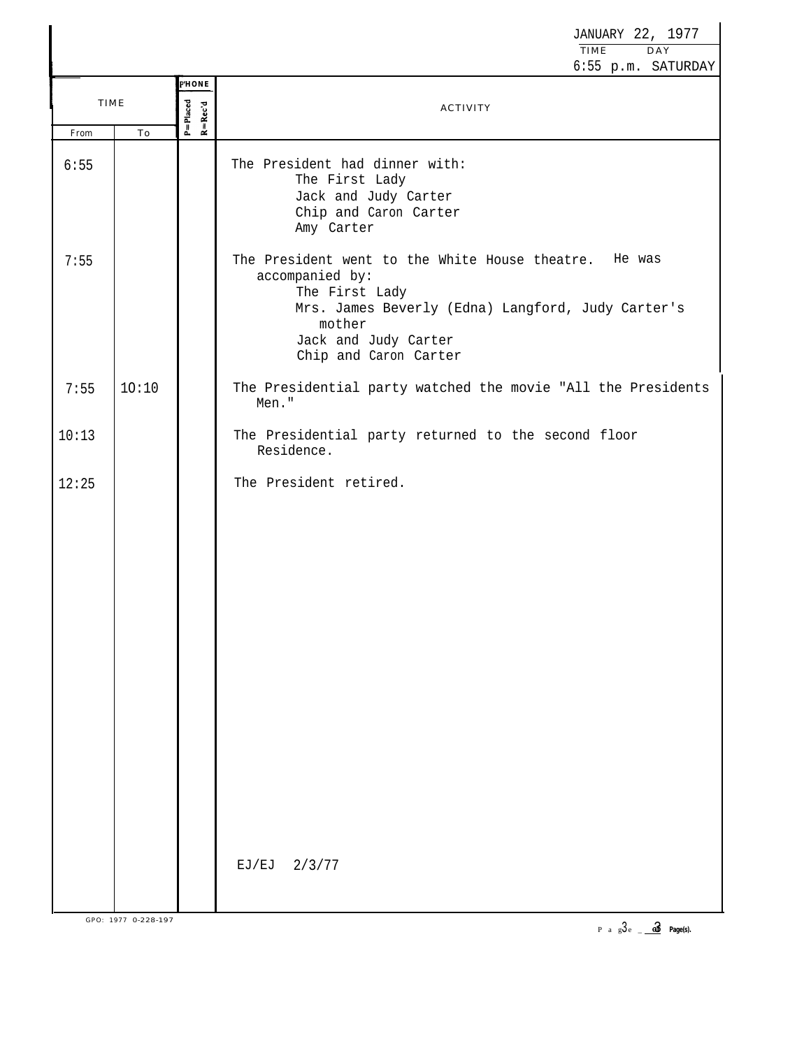JANUARY 22, 1977

| TIME | DAY |
|---|---|
| 6:55 p.m. | SATURDAY |

| TIME From | TIME To | PHONE P=Placed R=Rec'd | ACTIVITY |
|---|---|---|---|
| 6:55 | | | The President had dinner with: The First Lady; Jack and Judy Carter; Chip and Caron Carter; Amy Carter |
| 7:55 | | | The President went to the White House theatre. He was accompanied by: The First Lady; Mrs. James Beverly (Edna) Langford, Judy Carter's mother; Jack and Judy Carter; Chip and Caron Carter |
| 7:55 | 10:10 | | The Presidential party watched the movie "All the Presidents Men." |
| 10:13 | | | The Presidential party returned to the second floor Residence. |
| 12:25 | | | The President retired. |

EJ/EJ 2/3/77

GPO: 1977 O-228-197